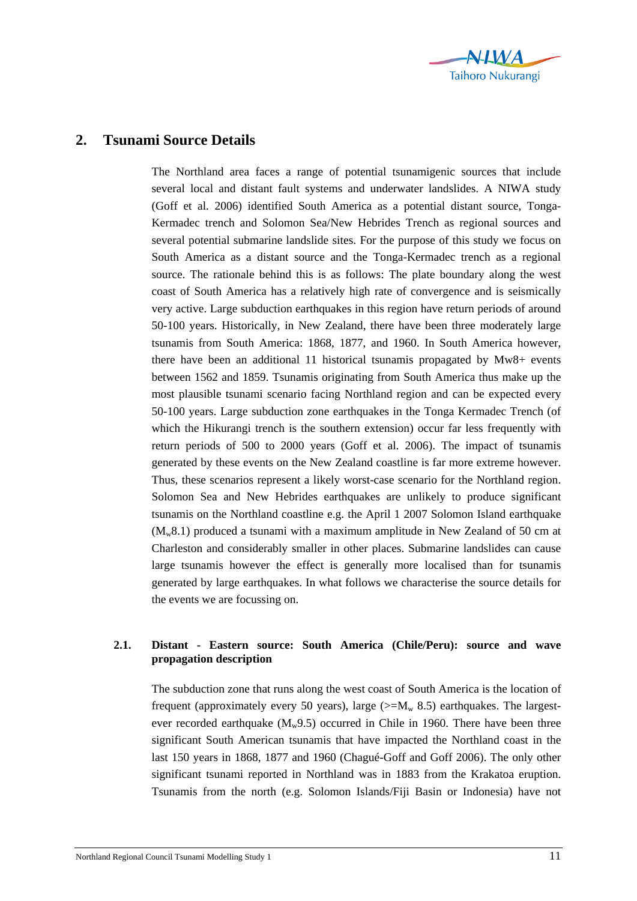## 2. Tsunami Source Details

The Northland area faces a range of potential tsunamigenic sources that include several local and distant fault systems and underwater landslides. A NIWA study (Goff et al. 2006) identified South America as a potential distant source, Tonga-Kermadec trench and Solomon Sea/New Hebrides Trench as regional sources and several potential submarine landslide sites. For the purpose of this study we focus on South America as a distant source and the Tonga-Kermadec trench as a regional source. The rationale behind this is as follows: The plate boundary along the west coast of South America has a relatively high rate of convergence and is seismically very active. Large subduction earthquakes in this region have return periods of around 50-100 years. Historically, in New Zealand, there have been three moderately large tsunamis from South America: 1868, 1877, and 1960. In South America however, there have been an additional 11 historical tsunamis propagated by Mw8+ events between 1562 and 1859. Tsunamis originating from South America thus make up the most plausible tsunami scenario facing Northland region and can be expected every 50-100 years. Large subduction zone earthquakes in the Tonga Kermadec Trench (of which the Hikurangi trench is the southern extension) occur far less frequently with return periods of 500 to 2000 years (Goff et al. 2006). The impact of tsunamis generated by these events on the New Zealand coastline is far more extreme however. Thus, these scenarios represent a likely worst-case scenario for the Northland region. Solomon Sea and New Hebrides earthquakes are unlikely to produce significant tsunamis on the Northland coastline e.g. the April 1 2007 Solomon Island earthquake ($M_w$8.1) produced a tsunami with a maximum amplitude in New Zealand of 50 cm at Charleston and considerably smaller in other places. Submarine landslides can cause large tsunamis however the effect is generally more localised than for tsunamis generated by large earthquakes. In what follows we characterise the source details for the events we are focussing on.

### 2.1. Distant - Eastern source: South America (Chile/Peru): source and wave propagation description

The subduction zone that runs along the west coast of South America is the location of frequent (approximately every 50 years), large (>=$M_w$ 8.5) earthquakes. The largest-ever recorded earthquake ($M_w$9.5) occurred in Chile in 1960. There have been three significant South American tsunamis that have impacted the Northland coast in the last 150 years in 1868, 1877 and 1960 (Chagué-Goff and Goff 2006). The only other significant tsunami reported in Northland was in 1883 from the Krakatoa eruption. Tsunamis from the north (e.g. Solomon Islands/Fiji Basin or Indonesia) have not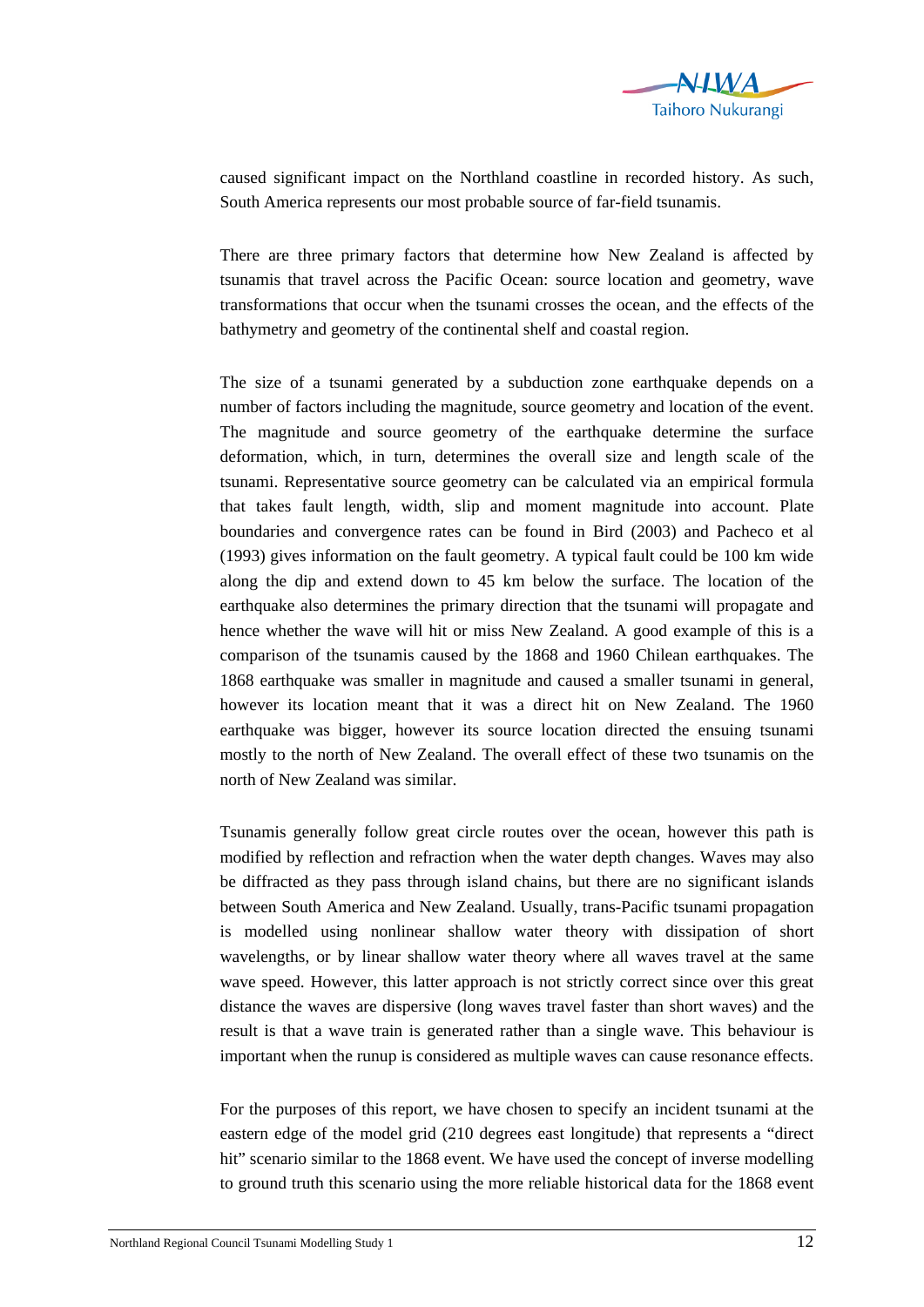caused significant impact on the Northland coastline in recorded history. As such, South America represents our most probable source of far-field tsunamis.

There are three primary factors that determine how New Zealand is affected by tsunamis that travel across the Pacific Ocean: source location and geometry, wave transformations that occur when the tsunami crosses the ocean, and the effects of the bathymetry and geometry of the continental shelf and coastal region.

The size of a tsunami generated by a subduction zone earthquake depends on a number of factors including the magnitude, source geometry and location of the event. The magnitude and source geometry of the earthquake determine the surface deformation, which, in turn, determines the overall size and length scale of the tsunami. Representative source geometry can be calculated via an empirical formula that takes fault length, width, slip and moment magnitude into account. Plate boundaries and convergence rates can be found in Bird (2003) and Pacheco et al (1993) gives information on the fault geometry. A typical fault could be 100 km wide along the dip and extend down to 45 km below the surface. The location of the earthquake also determines the primary direction that the tsunami will propagate and hence whether the wave will hit or miss New Zealand. A good example of this is a comparison of the tsunamis caused by the 1868 and 1960 Chilean earthquakes. The 1868 earthquake was smaller in magnitude and caused a smaller tsunami in general, however its location meant that it was a direct hit on New Zealand. The 1960 earthquake was bigger, however its source location directed the ensuing tsunami mostly to the north of New Zealand. The overall effect of these two tsunamis on the north of New Zealand was similar.

Tsunamis generally follow great circle routes over the ocean, however this path is modified by reflection and refraction when the water depth changes. Waves may also be diffracted as they pass through island chains, but there are no significant islands between South America and New Zealand. Usually, trans-Pacific tsunami propagation is modelled using nonlinear shallow water theory with dissipation of short wavelengths, or by linear shallow water theory where all waves travel at the same wave speed. However, this latter approach is not strictly correct since over this great distance the waves are dispersive (long waves travel faster than short waves) and the result is that a wave train is generated rather than a single wave. This behaviour is important when the runup is considered as multiple waves can cause resonance effects.

For the purposes of this report, we have chosen to specify an incident tsunami at the eastern edge of the model grid (210 degrees east longitude) that represents a "direct hit" scenario similar to the 1868 event. We have used the concept of inverse modelling to ground truth this scenario using the more reliable historical data for the 1868 event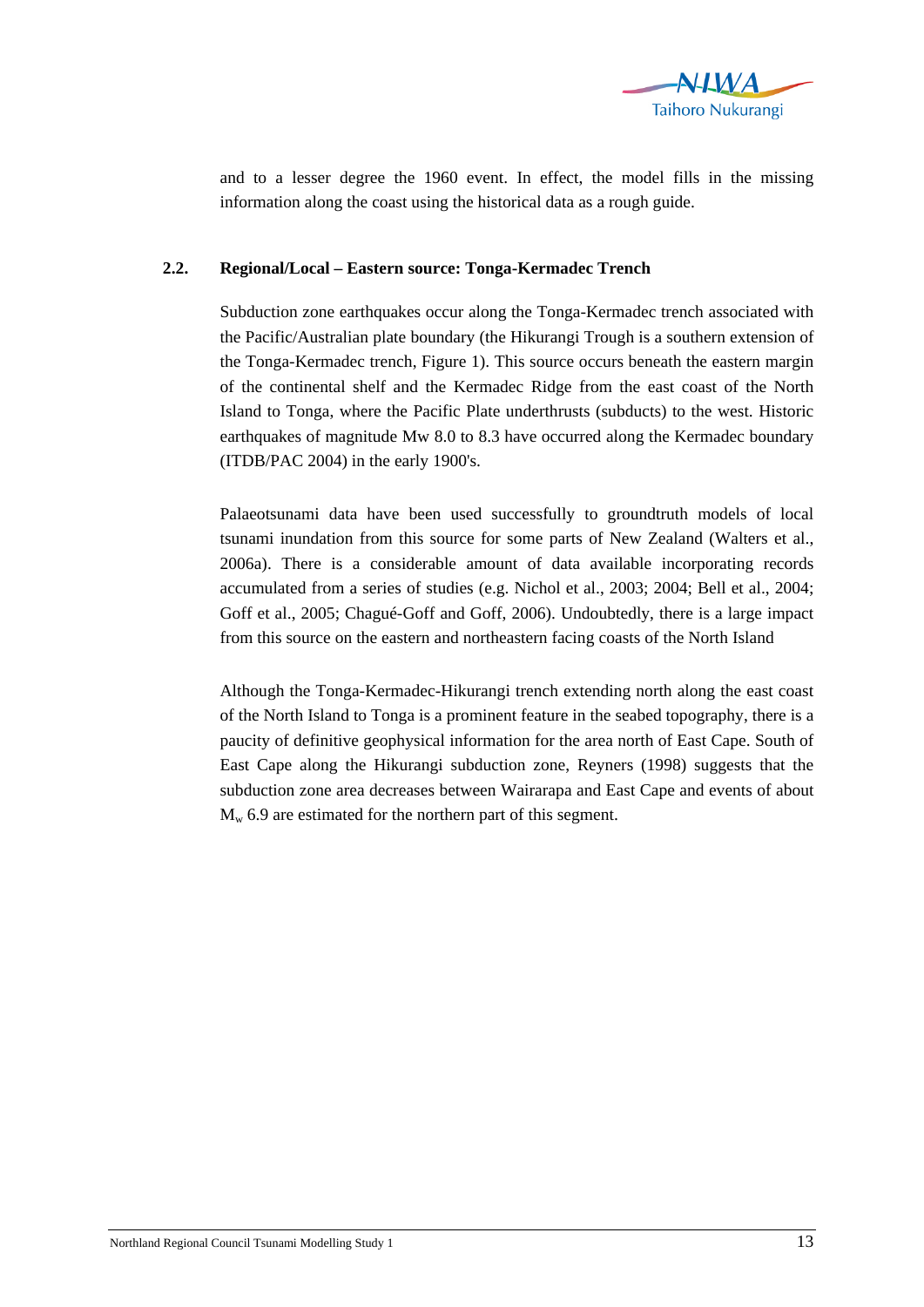and to a lesser degree the 1960 event. In effect, the model fills in the missing information along the coast using the historical data as a rough guide.

## 2.2. Regional/Local – Eastern source: Tonga-Kermadec Trench

Subduction zone earthquakes occur along the Tonga-Kermadec trench associated with the Pacific/Australian plate boundary (the Hikurangi Trough is a southern extension of the Tonga-Kermadec trench, Figure 1). This source occurs beneath the eastern margin of the continental shelf and the Kermadec Ridge from the east coast of the North Island to Tonga, where the Pacific Plate underthrusts (subducts) to the west. Historic earthquakes of magnitude Mw 8.0 to 8.3 have occurred along the Kermadec boundary (ITDB/PAC 2004) in the early 1900's.

Palaeotsunami data have been used successfully to groundtruth models of local tsunami inundation from this source for some parts of New Zealand (Walters et al., 2006a). There is a considerable amount of data available incorporating records accumulated from a series of studies (e.g. Nichol et al., 2003; 2004; Bell et al., 2004; Goff et al., 2005; Chagué-Goff and Goff, 2006). Undoubtedly, there is a large impact from this source on the eastern and northeastern facing coasts of the North Island

Although the Tonga-Kermadec-Hikurangi trench extending north along the east coast of the North Island to Tonga is a prominent feature in the seabed topography, there is a paucity of definitive geophysical information for the area north of East Cape. South of East Cape along the Hikurangi subduction zone, Reyners (1998) suggests that the subduction zone area decreases between Wairarapa and East Cape and events of about $M_w$ 6.9 are estimated for the northern part of this segment.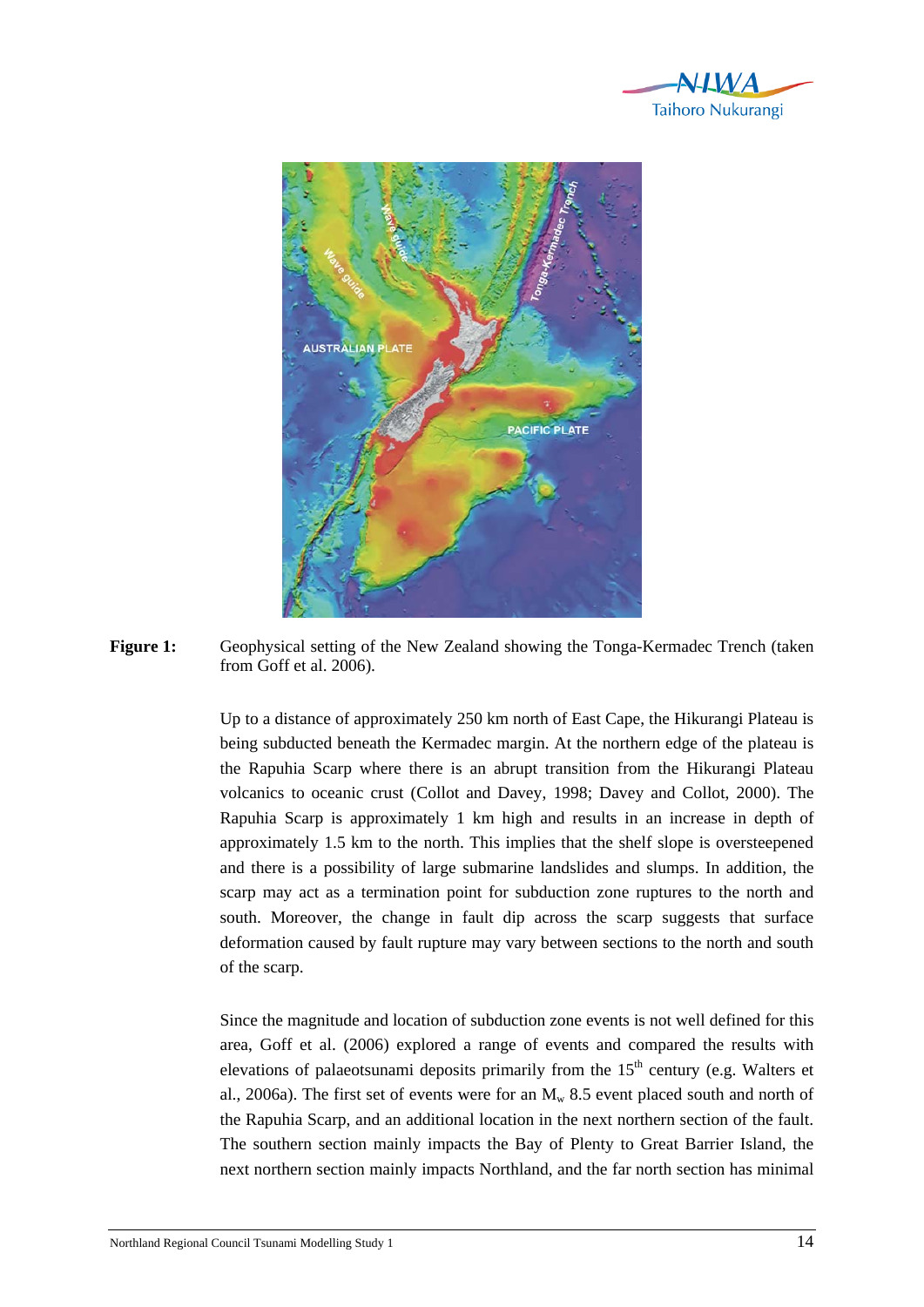**Figure 1:** Geophysical setting of the New Zealand showing the Tonga-Kermadec Trench (taken from Goff et al. 2006).

Up to a distance of approximately 250 km north of East Cape, the Hikurangi Plateau is being subducted beneath the Kermadec margin. At the northern edge of the plateau is the Rapuhia Scarp where there is an abrupt transition from the Hikurangi Plateau volcanics to oceanic crust (Collot and Davey, 1998; Davey and Collot, 2000). The Rapuhia Scarp is approximately 1 km high and results in an increase in depth of approximately 1.5 km to the north. This implies that the shelf slope is oversteepened and there is a possibility of large submarine landslides and slumps. In addition, the scarp may act as a termination point for subduction zone ruptures to the north and south. Moreover, the change in fault dip across the scarp suggests that surface deformation caused by fault rupture may vary between sections to the north and south of the scarp.

Since the magnitude and location of subduction zone events is not well defined for this area, Goff et al. (2006) explored a range of events and compared the results with elevations of palaeotsunami deposits primarily from the 15th century (e.g. Walters et al., 2006a). The first set of events were for an $M_w$ 8.5 event placed south and north of the Rapuhia Scarp, and an additional location in the next northern section of the fault. The southern section mainly impacts the Bay of Plenty to Great Barrier Island, the next northern section mainly impacts Northland, and the far north section has minimal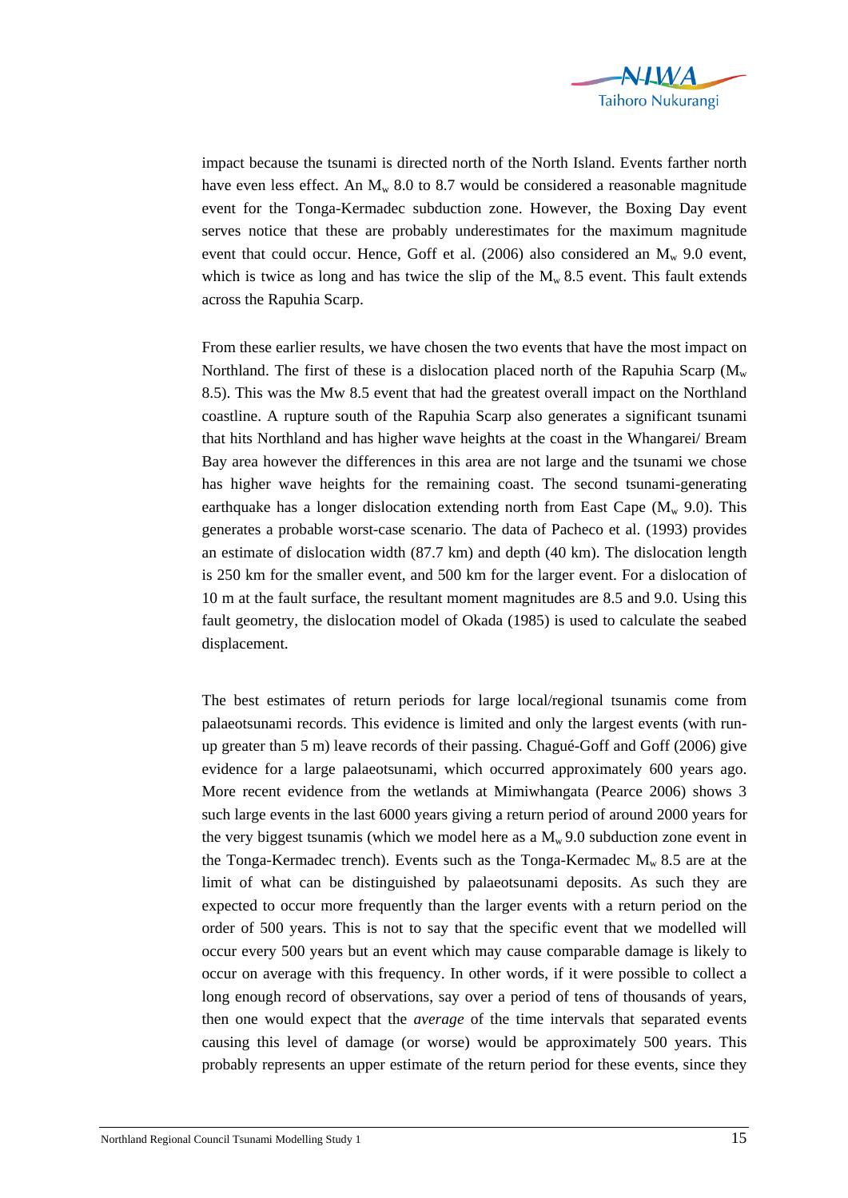impact because the tsunami is directed north of the North Island. Events farther north have even less effect. An $M_w$ 8.0 to 8.7 would be considered a reasonable magnitude event for the Tonga-Kermadec subduction zone. However, the Boxing Day event serves notice that these are probably underestimates for the maximum magnitude event that could occur. Hence, Goff et al. (2006) also considered an $M_w$ 9.0 event, which is twice as long and has twice the slip of the $M_w$ 8.5 event. This fault extends across the Rapuhia Scarp.

From these earlier results, we have chosen the two events that have the most impact on Northland. The first of these is a dislocation placed north of the Rapuhia Scarp ($M_w$ 8.5). This was the Mw 8.5 event that had the greatest overall impact on the Northland coastline. A rupture south of the Rapuhia Scarp also generates a significant tsunami that hits Northland and has higher wave heights at the coast in the Whangarei/ Bream Bay area however the differences in this area are not large and the tsunami we chose has higher wave heights for the remaining coast. The second tsunami-generating earthquake has a longer dislocation extending north from East Cape ($M_w$ 9.0). This generates a probable worst-case scenario. The data of Pacheco et al. (1993) provides an estimate of dislocation width (87.7 km) and depth (40 km). The dislocation length is 250 km for the smaller event, and 500 km for the larger event. For a dislocation of 10 m at the fault surface, the resultant moment magnitudes are 8.5 and 9.0. Using this fault geometry, the dislocation model of Okada (1985) is used to calculate the seabed displacement.

The best estimates of return periods for large local/regional tsunamis come from palaeotsunami records. This evidence is limited and only the largest events (with run-up greater than 5 m) leave records of their passing. Chagué-Goff and Goff (2006) give evidence for a large palaeotsunami, which occurred approximately 600 years ago. More recent evidence from the wetlands at Mimiwhangata (Pearce 2006) shows 3 such large events in the last 6000 years giving a return period of around 2000 years for the very biggest tsunamis (which we model here as a $M_w$ 9.0 subduction zone event in the Tonga-Kermadec trench). Events such as the Tonga-Kermadec $M_w$ 8.5 are at the limit of what can be distinguished by palaeotsunami deposits. As such they are expected to occur more frequently than the larger events with a return period on the order of 500 years. This is not to say that the specific event that we modelled will occur every 500 years but an event which may cause comparable damage is likely to occur on average with this frequency. In other words, if it were possible to collect a long enough record of observations, say over a period of tens of thousands of years, then one would expect that the *average* of the time intervals that separated events causing this level of damage (or worse) would be approximately 500 years. This probably represents an upper estimate of the return period for these events, since they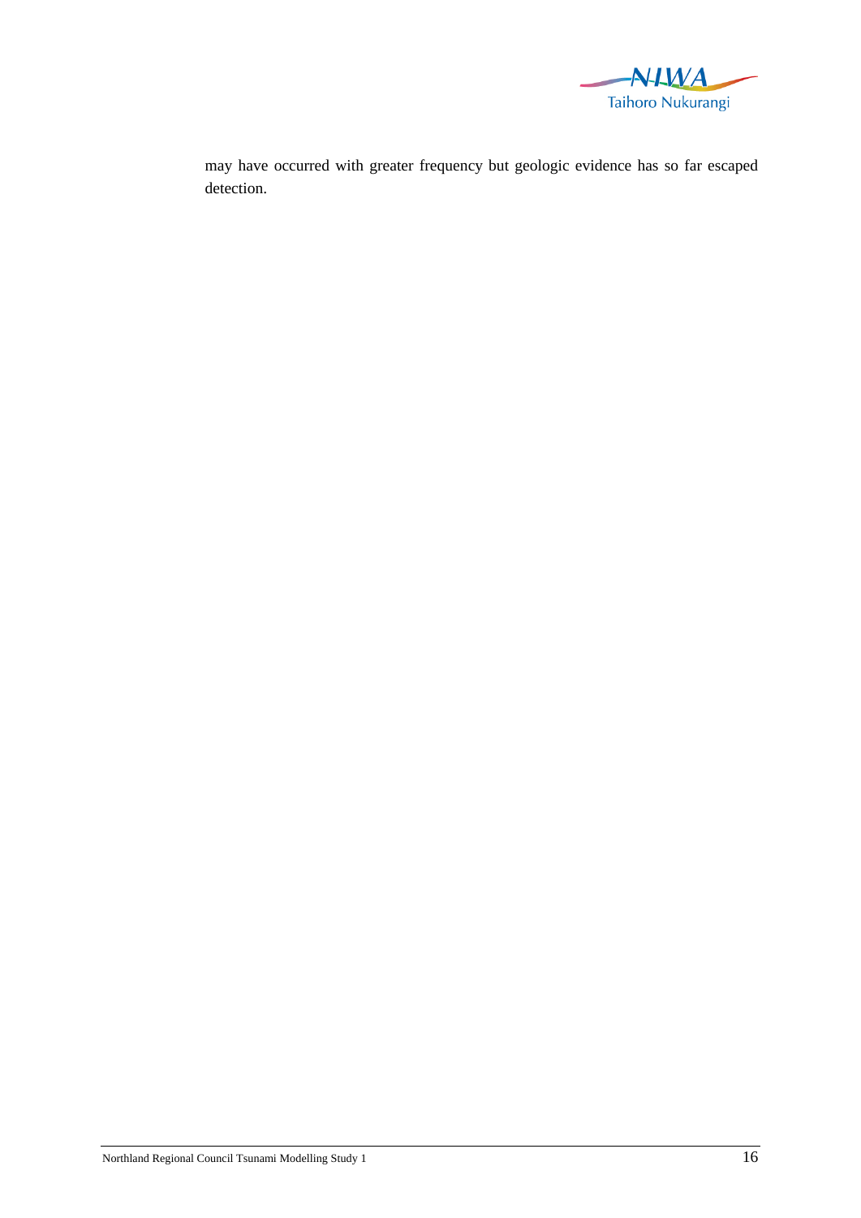may have occurred with greater frequency but geologic evidence has so far escaped detection.